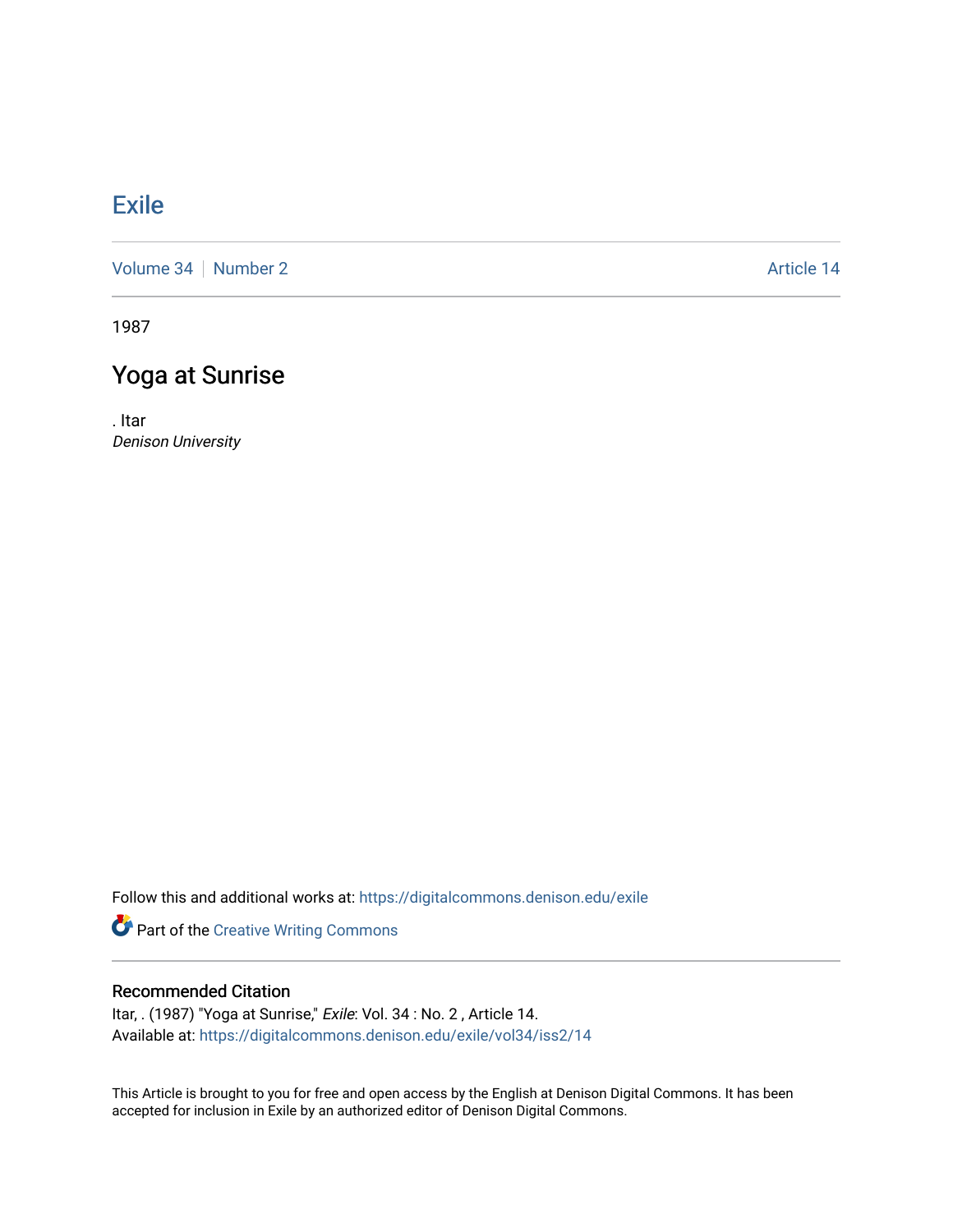# Exile

Volume 34 | Number 2 — Article 14

1987

## Yoga at Sunrise

. Itar
*Denison University*

Follow this and additional works at: https://digitalcommons.denison.edu/exile

Part of the Creative Writing Commons

### Recommended Citation

Itar, . (1987) "Yoga at Sunrise," *Exile*: Vol. 34 : No. 2 , Article 14.
Available at: https://digitalcommons.denison.edu/exile/vol34/iss2/14

This Article is brought to you for free and open access by the English at Denison Digital Commons. It has been accepted for inclusion in Exile by an authorized editor of Denison Digital Commons.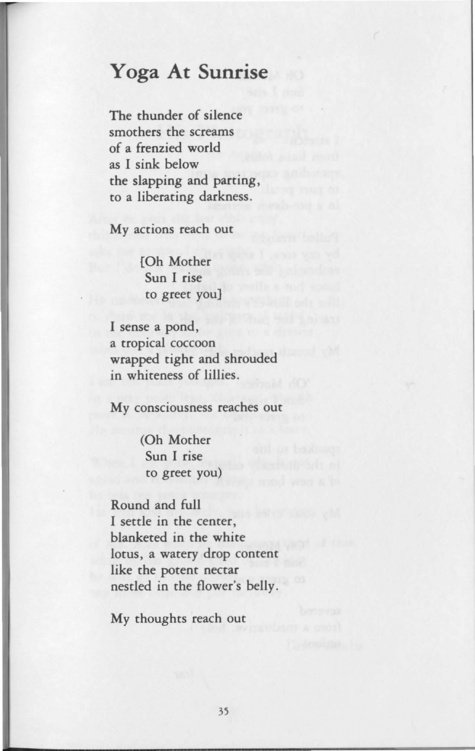# Yoga At Sunrise

The thunder of silence
smothers the screams
of a frenzied world
as I sink below
the slapping and parting,
to a liberating darkness.

My actions reach out

> [Oh Mother
> Sun I rise
> to greet you]

I sense a pond,
a tropical coccoon
wrapped tight and shrouded
in whiteness of lillies.

My consciousness reaches out

> (Oh Mother
> Sun I rise
> to greet you)

Round and full
I settle in the center,
blanketed in the white
lotus, a watery drop content
like the potent nectar
nestled in the flower's belly.

My thoughts reach out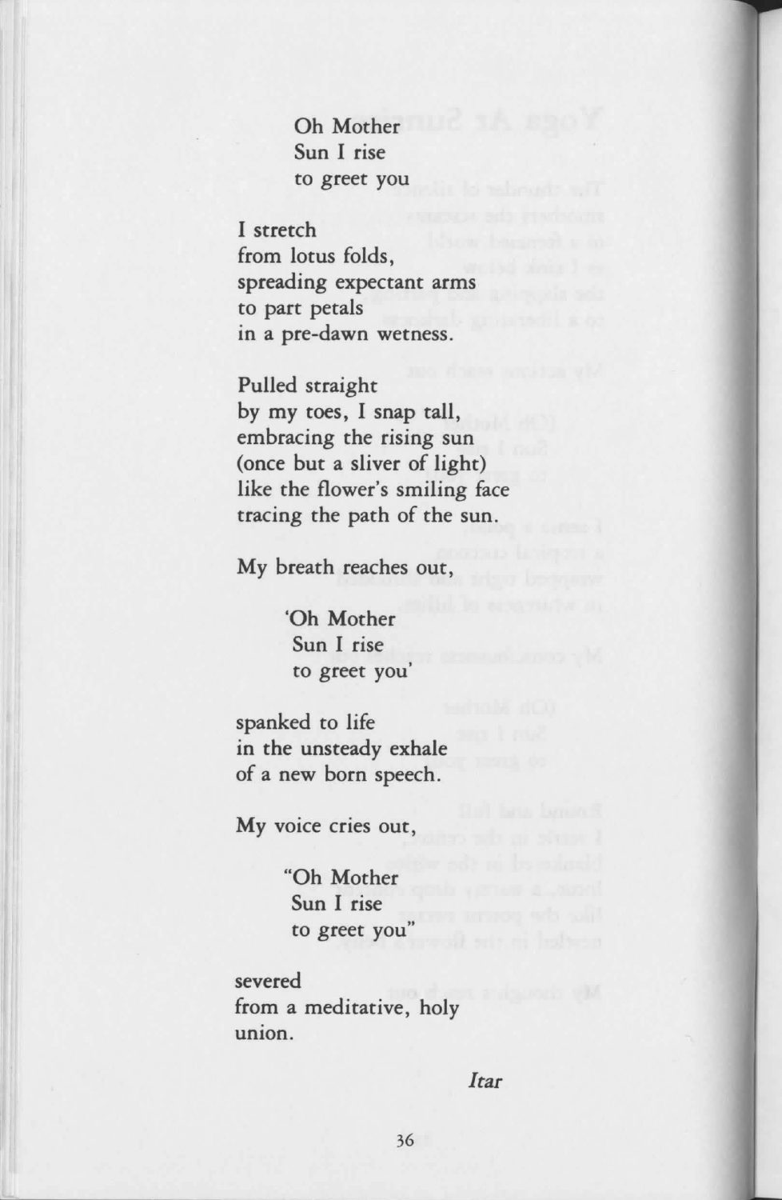Oh Mother
Sun I rise
to greet you

I stretch
from lotus folds,
spreading expectant arms
to part petals
in a pre-dawn wetness.

Pulled straight
by my toes, I snap tall,
embracing the rising sun
(once but a sliver of light)
like the flower's smiling face
tracing the path of the sun.

My breath reaches out,

> 'Oh Mother
> Sun I rise
> to greet you'

spanked to life
in the unsteady exhale
of a new born speech.

My voice cries out,

> "Oh Mother
> Sun I rise
> to greet you"

severed
from a meditative, holy
union.

*Itar*